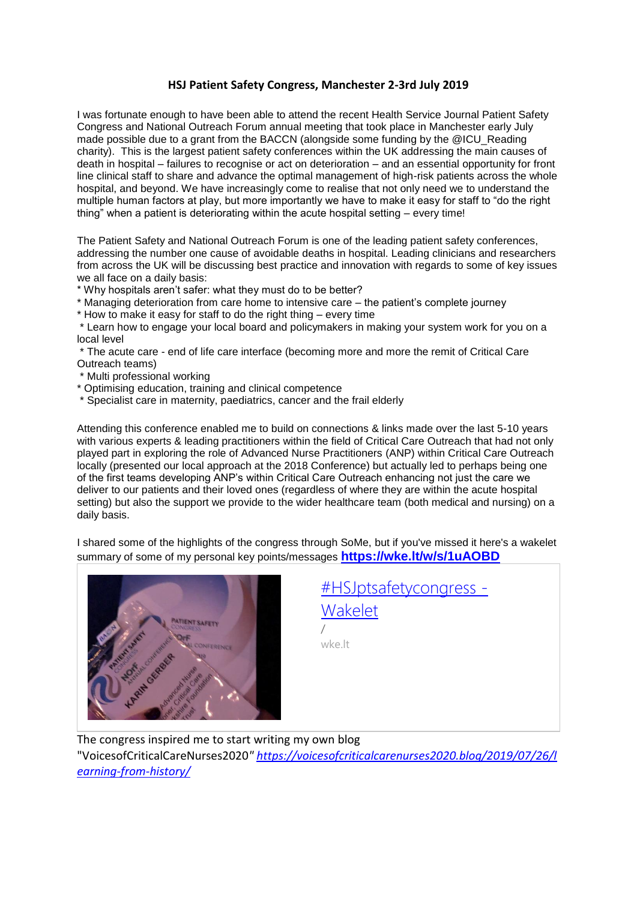**HSJ Patient Safety Congress, Manchester 2-3rd July 2019**

I was fortunate enough to have been able to attend the recent Health Service Journal Patient Safety Congress and National Outreach Forum annual meeting that took place in Manchester early July made possible due to a grant from the BACCN (alongside some funding by the @ICU_Reading charity). This is the largest patient safety conferences within the UK addressing the main causes of death in hospital – failures to recognise or act on deterioration – and an essential opportunity for front line clinical staff to share and advance the optimal management of high-risk patients across the whole hospital, and beyond. We have increasingly come to realise that not only need we to understand the multiple human factors at play, but more importantly we have to make it easy for staff to "do the right thing" when a patient is deteriorating within the acute hospital setting – every time!

The Patient Safety and National Outreach Forum is one of the leading patient safety conferences, addressing the number one cause of avoidable deaths in hospital. Leading clinicians and researchers from across the UK will be discussing best practice and innovation with regards to some of key issues we all face on a daily basis:

* Why hospitals aren't safer: what they must do to be better?
* Managing deterioration from care home to intensive care – the patient's complete journey
* How to make it easy for staff to do the right thing – every time
* Learn how to engage your local board and policymakers in making your system work for you on a local level
* The acute care - end of life care interface (becoming more and more the remit of Critical Care Outreach teams)
* Multi professional working
* Optimising education, training and clinical competence
* Specialist care in maternity, paediatrics, cancer and the frail elderly

Attending this conference enabled me to build on connections & links made over the last 5-10 years with various experts & leading practitioners within the field of Critical Care Outreach that had not only played part in exploring the role of Advanced Nurse Practitioners (ANP) within Critical Care Outreach locally (presented our local approach at the 2018 Conference) but actually led to perhaps being one of the first teams developing ANP's within Critical Care Outreach enhancing not just the care we deliver to our patients and their loved ones (regardless of where they are within the acute hospital setting) but also the support we provide to the wider healthcare team (both medical and nursing) on a daily basis.

I shared some of the highlights of the congress through SoMe, but if you've missed it here's a wakelet summary of some of my personal key points/messages **https://wke.lt/w/s/1uAOBD**

[#HSJptsafetycongress - Wakelet](https://wke.lt/w/s/1uAOBD)
/
wke.lt

The congress inspired me to start writing my own blog "VoicesofCriticalCareNurses2020" *https://voicesofcriticalcarenurses2020.blog/2019/07/26/learning-from-history/*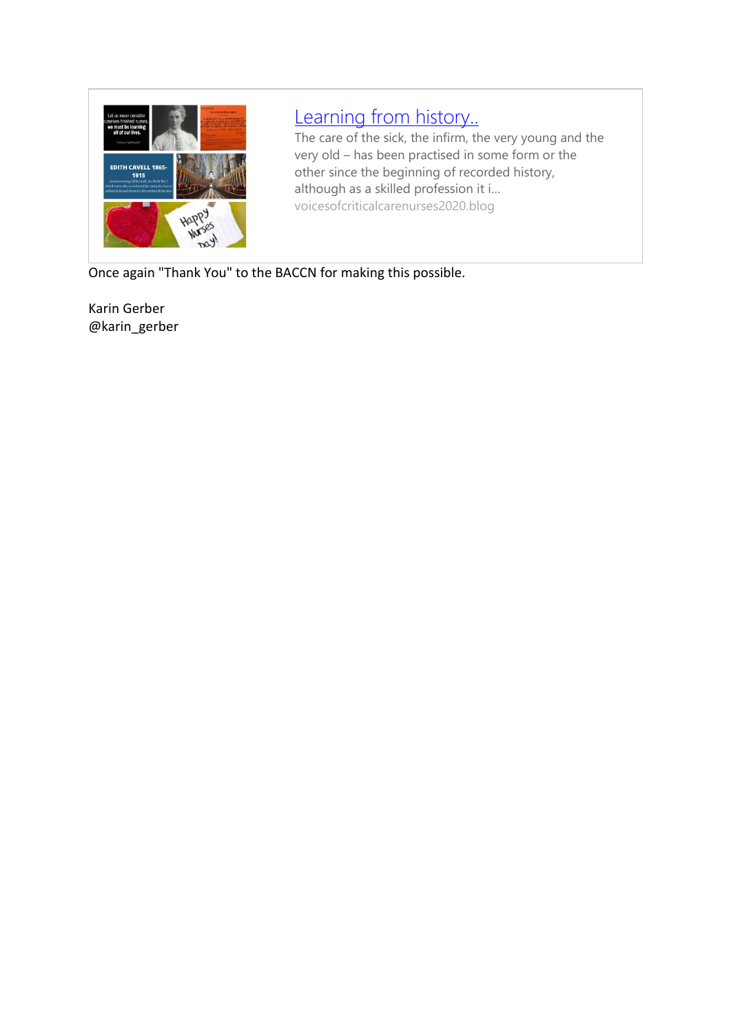[Learning from history..](#)

The care of the sick, the infirm, the very young and the very old – has been practised in some form or the other since the beginning of recorded history, although as a skilled profession it i...

voicesofcriticalcarenurses2020.blog

Once again "Thank You" to the BACCN for making this possible.

Karin Gerber
@karin_gerber